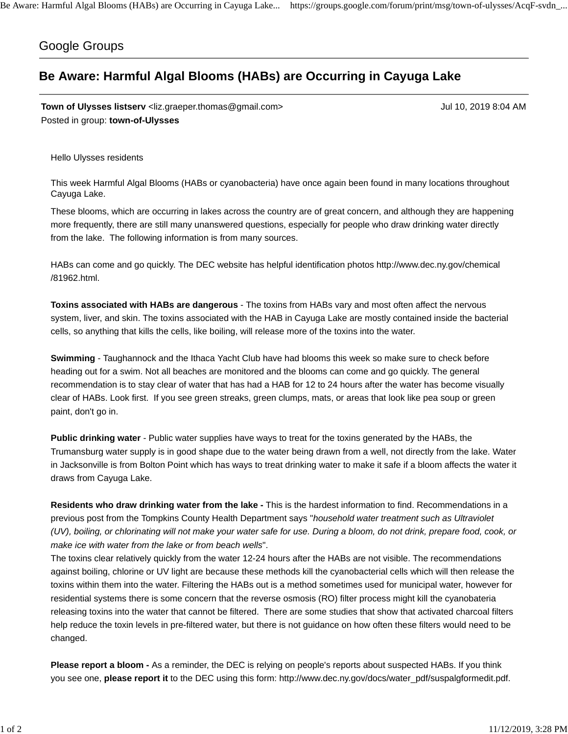Google Groups

# Be Aware: Harmful Algal Blooms (HABs) are Occurring in Cayuga Lake

**Town of Ulysses listserv** <liz.graeper.thomas@gmail.com> Jul 10, 2019 8:04 AM
Posted in group: **town-of-Ulysses**

Hello Ulysses residents

This week Harmful Algal Blooms (HABs or cyanobacteria) have once again been found in many locations throughout Cayuga Lake.

These blooms, which are occurring in lakes across the country are of great concern, and although they are happening more frequently, there are still many unanswered questions, especially for people who draw drinking water directly from the lake. The following information is from many sources.

HABs can come and go quickly. The DEC website has helpful identification photos http://www.dec.ny.gov/chemical/81962.html.

**Toxins associated with HABs are dangerous** - The toxins from HABs vary and most often affect the nervous system, liver, and skin. The toxins associated with the HAB in Cayuga Lake are mostly contained inside the bacterial cells, so anything that kills the cells, like boiling, will release more of the toxins into the water.

**Swimming** - Taughannock and the Ithaca Yacht Club have had blooms this week so make sure to check before heading out for a swim. Not all beaches are monitored and the blooms can come and go quickly. The general recommendation is to stay clear of water that has had a HAB for 12 to 24 hours after the water has become visually clear of HABs. Look first. If you see green streaks, green clumps, mats, or areas that look like pea soup or green paint, don't go in.

**Public drinking water** - Public water supplies have ways to treat for the toxins generated by the HABs, the Trumansburg water supply is in good shape due to the water being drawn from a well, not directly from the lake. Water in Jacksonville is from Bolton Point which has ways to treat drinking water to make it safe if a bloom affects the water it draws from Cayuga Lake.

**Residents who draw drinking water from the lake -** This is the hardest information to find. Recommendations in a previous post from the Tompkins County Health Department says "*household water treatment such as Ultraviolet (UV), boiling, or chlorinating will not make your water safe for use. During a bloom, do not drink, prepare food, cook, or make ice with water from the lake or from beach wells*".
The toxins clear relatively quickly from the water 12-24 hours after the HABs are not visible. The recommendations against boiling, chlorine or UV light are because these methods kill the cyanobacterial cells which will then release the toxins within them into the water. Filtering the HABs out is a method sometimes used for municipal water, however for residential systems there is some concern that the reverse osmosis (RO) filter process might kill the cyanobateria releasing toxins into the water that cannot be filtered. There are some studies that show that activated charcoal filters help reduce the toxin levels in pre-filtered water, but there is not guidance on how often these filters would need to be changed.

**Please report a bloom -** As a reminder, the DEC is relying on people's reports about suspected HABs. If you think you see one, **please report it** to the DEC using this form: http://www.dec.ny.gov/docs/water_pdf/suspalgformedit.pdf.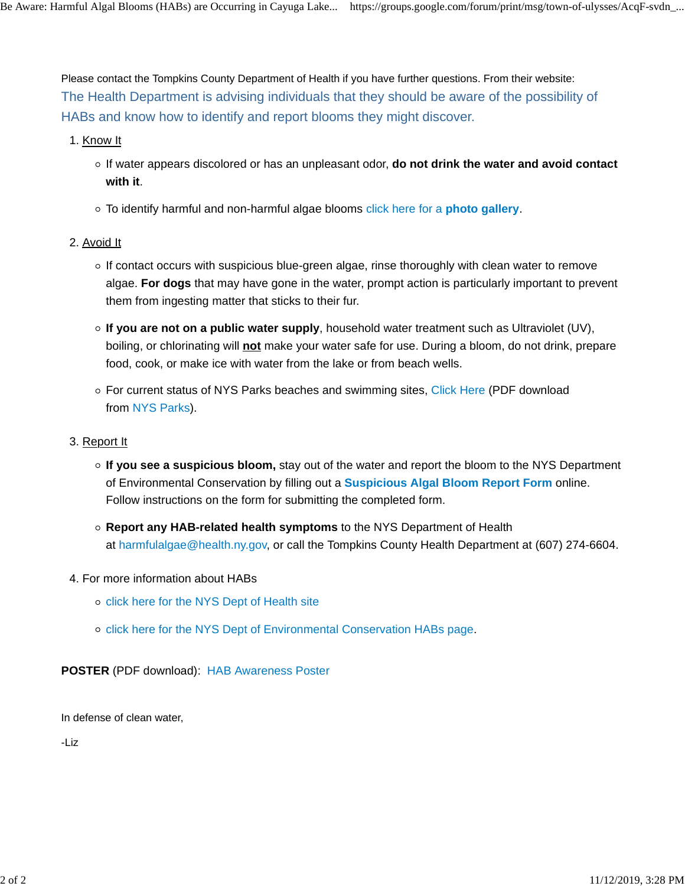Please contact the Tompkins County Department of Health if you have further questions. From their website:

The Health Department is advising individuals that they should be aware of the possibility of HABs and know how to identify and report blooms they might discover.

1. Know It
    - If water appears discolored or has an unpleasant odor, **do not drink the water and avoid contact with it**.
    - To identify harmful and non-harmful algae blooms click here for a **photo gallery**.
2. Avoid It
    - If contact occurs with suspicious blue-green algae, rinse thoroughly with clean water to remove algae. **For dogs** that may have gone in the water, prompt action is particularly important to prevent them from ingesting matter that sticks to their fur.
    - **If you are not on a public water supply**, household water treatment such as Ultraviolet (UV), boiling, or chlorinating will **not** make your water safe for use. During a bloom, do not drink, prepare food, cook, or make ice with water from the lake or from beach wells.
    - For current status of NYS Parks beaches and swimming sites, Click Here (PDF download from NYS Parks).
3. Report It
    - **If you see a suspicious bloom,** stay out of the water and report the bloom to the NYS Department of Environmental Conservation by filling out a **Suspicious Algal Bloom Report Form** online. Follow instructions on the form for submitting the completed form.
    - **Report any HAB-related health symptoms** to the NYS Department of Health at harmfulalgae@health.ny.gov, or call the Tompkins County Health Department at (607) 274-6604.
4. For more information about HABs
    - click here for the NYS Dept of Health site
    - click here for the NYS Dept of Environmental Conservation HABs page.

**POSTER** (PDF download): HAB Awareness Poster

In defense of clean water,

-Liz